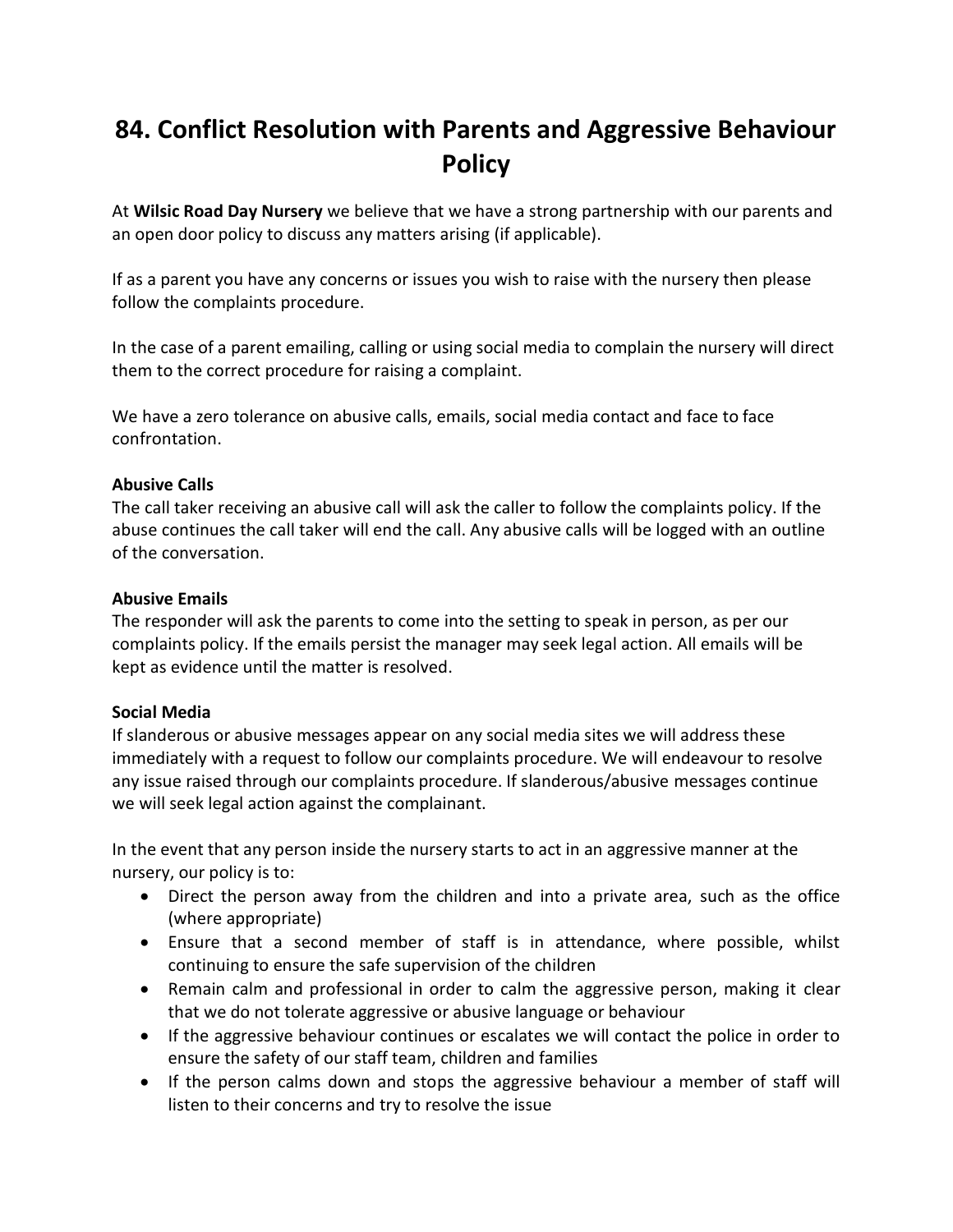# 84. Conflict Resolution with Parents and Aggressive Behaviour Policy

At **Wilsic Road Day Nursery** we believe that we have a strong partnership with our parents and an open door policy to discuss any matters arising (if applicable).

If as a parent you have any concerns or issues you wish to raise with the nursery then please follow the complaints procedure.

In the case of a parent emailing, calling or using social media to complain the nursery will direct them to the correct procedure for raising a complaint.

We have a zero tolerance on abusive calls, emails, social media contact and face to face confrontation.

**Abusive Calls**
The call taker receiving an abusive call will ask the caller to follow the complaints policy. If the abuse continues the call taker will end the call. Any abusive calls will be logged with an outline of the conversation.

**Abusive Emails**
The responder will ask the parents to come into the setting to speak in person, as per our complaints policy. If the emails persist the manager may seek legal action. All emails will be kept as evidence until the matter is resolved.

**Social Media**
If slanderous or abusive messages appear on any social media sites we will address these immediately with a request to follow our complaints procedure. We will endeavour to resolve any issue raised through our complaints procedure. If slanderous/abusive messages continue we will seek legal action against the complainant.

In the event that any person inside the nursery starts to act in an aggressive manner at the nursery, our policy is to:

- Direct the person away from the children and into a private area, such as the office (where appropriate)
- Ensure that a second member of staff is in attendance, where possible, whilst continuing to ensure the safe supervision of the children
- Remain calm and professional in order to calm the aggressive person, making it clear that we do not tolerate aggressive or abusive language or behaviour
- If the aggressive behaviour continues or escalates we will contact the police in order to ensure the safety of our staff team, children and families
- If the person calms down and stops the aggressive behaviour a member of staff will listen to their concerns and try to resolve the issue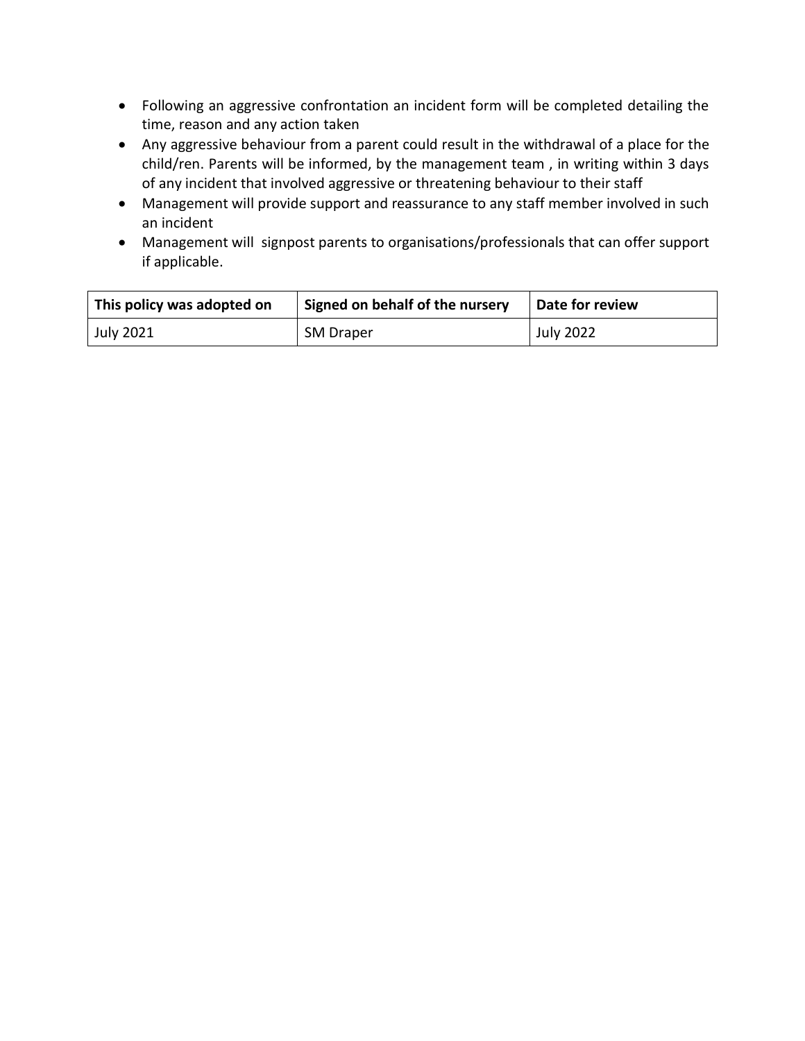- Following an aggressive confrontation an incident form will be completed detailing the time, reason and any action taken
- Any aggressive behaviour from a parent could result in the withdrawal of a place for the child/ren. Parents will be informed, by the management team , in writing within 3 days of any incident that involved aggressive or threatening behaviour to their staff
- Management will provide support and reassurance to any staff member involved in such an incident
- Management will signpost parents to organisations/professionals that can offer support if applicable.

| This policy was adopted on | Signed on behalf of the nursery | Date for review |
|---|---|---|
| July 2021 | SM Draper | July 2022 |